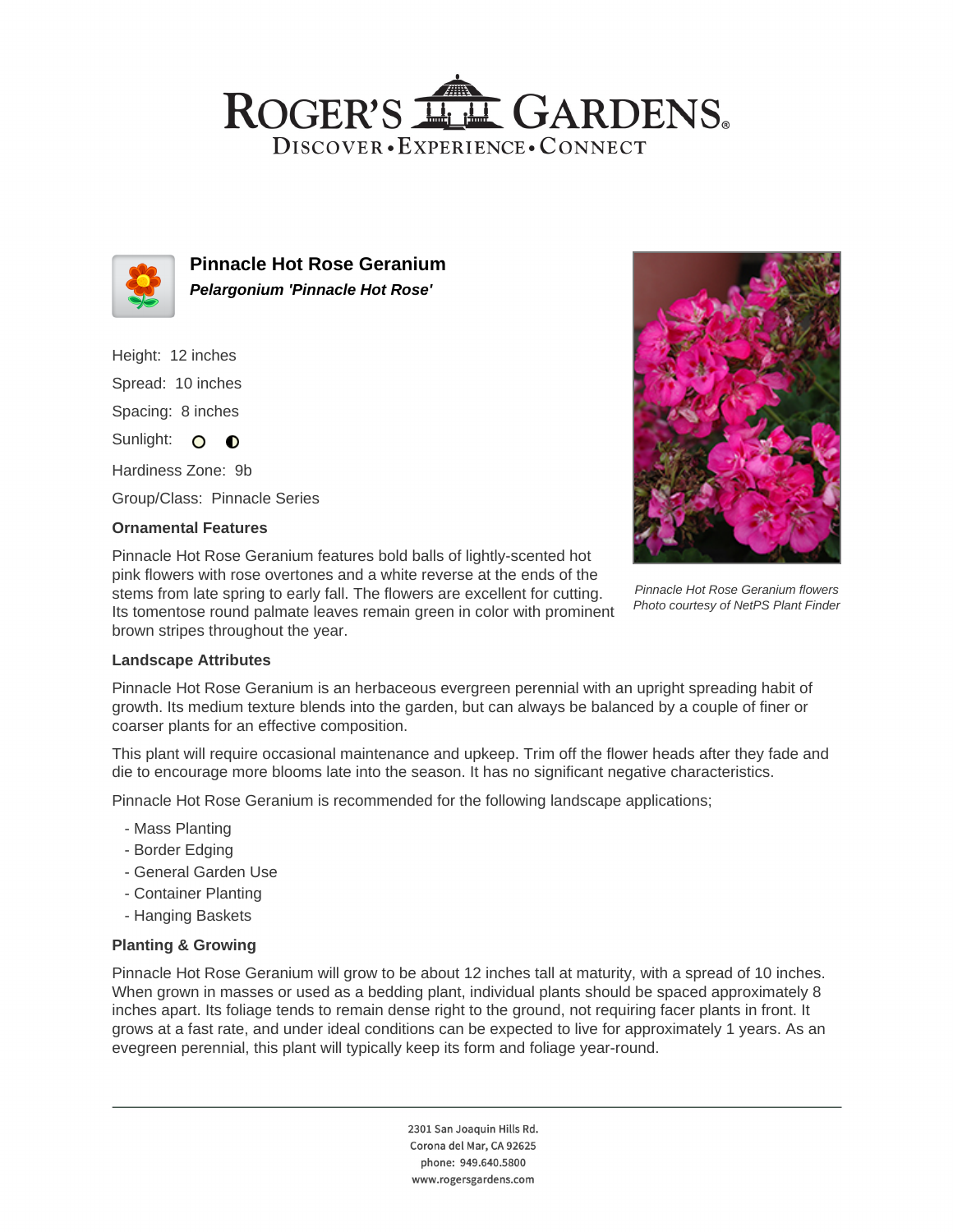# ROGER'S GARDENS

DISCOVER • EXPERIENCE • CONNECT

## Pinnacle Hot Rose Geranium

***Pelargonium 'Pinnacle Hot Rose'***

Height: 12 inches

Spread: 10 inches

Spacing: 8 inches

Sunlight:

Hardiness Zone: 9b

Group/Class: Pinnacle Series

### Ornamental Features

Pinnacle Hot Rose Geranium features bold balls of lightly-scented hot pink flowers with rose overtones and a white reverse at the ends of the stems from late spring to early fall. The flowers are excellent for cutting. Its tomentose round palmate leaves remain green in color with prominent brown stripes throughout the year.

*Pinnacle Hot Rose Geranium flowers*
*Photo courtesy of NetPS Plant Finder*

### Landscape Attributes

Pinnacle Hot Rose Geranium is an herbaceous evergreen perennial with an upright spreading habit of growth. Its medium texture blends into the garden, but can always be balanced by a couple of finer or coarser plants for an effective composition.

This plant will require occasional maintenance and upkeep. Trim off the flower heads after they fade and die to encourage more blooms late into the season. It has no significant negative characteristics.

Pinnacle Hot Rose Geranium is recommended for the following landscape applications;

- Mass Planting
- Border Edging
- General Garden Use
- Container Planting
- Hanging Baskets

### Planting & Growing

Pinnacle Hot Rose Geranium will grow to be about 12 inches tall at maturity, with a spread of 10 inches. When grown in masses or used as a bedding plant, individual plants should be spaced approximately 8 inches apart. Its foliage tends to remain dense right to the ground, not requiring facer plants in front. It grows at a fast rate, and under ideal conditions can be expected to live for approximately 1 years. As an evegreen perennial, this plant will typically keep its form and foliage year-round.

2301 San Joaquin Hills Rd.
Corona del Mar, CA 92625
phone: 949.640.5800
www.rogersgardens.com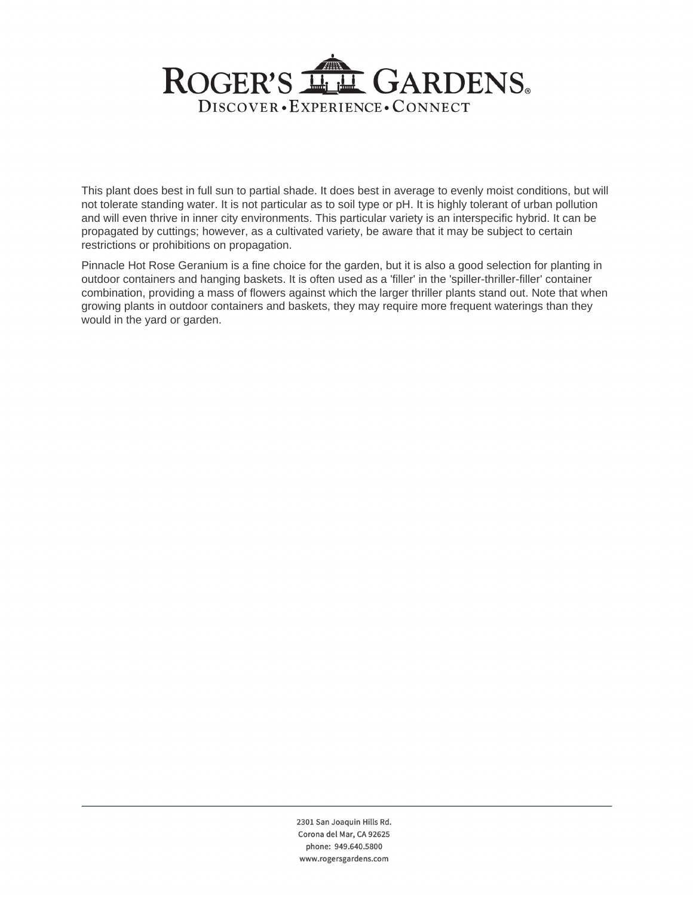This plant does best in full sun to partial shade. It does best in average to evenly moist conditions, but will not tolerate standing water. It is not particular as to soil type or pH. It is highly tolerant of urban pollution and will even thrive in inner city environments. This particular variety is an interspecific hybrid. It can be propagated by cuttings; however, as a cultivated variety, be aware that it may be subject to certain restrictions or prohibitions on propagation.

Pinnacle Hot Rose Geranium is a fine choice for the garden, but it is also a good selection for planting in outdoor containers and hanging baskets. It is often used as a 'filler' in the 'spiller-thriller-filler' container combination, providing a mass of flowers against which the larger thriller plants stand out. Note that when growing plants in outdoor containers and baskets, they may require more frequent waterings than they would in the yard or garden.